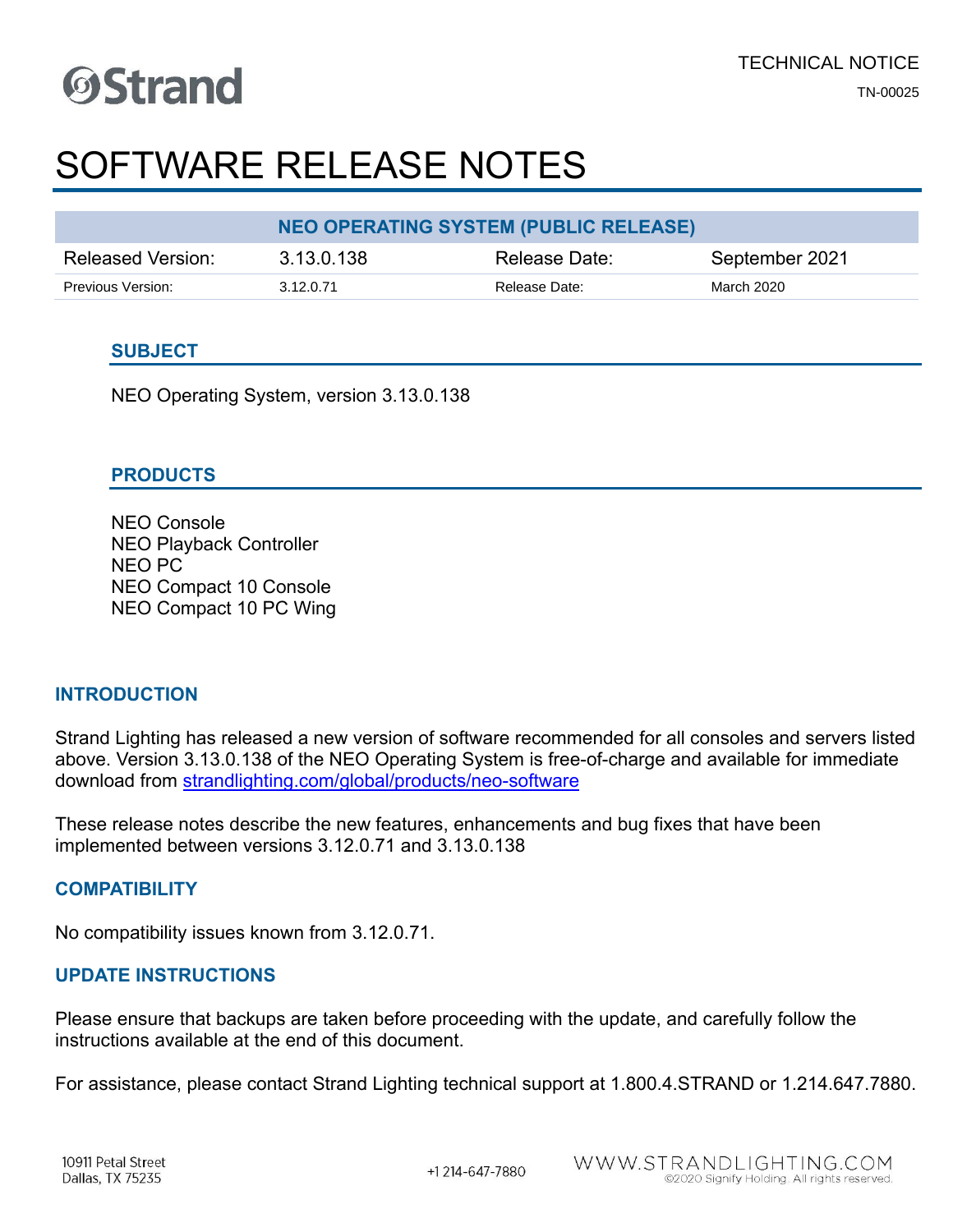Strand

TECHNICAL NOTICE

TN-00025

# SOFTWARE RELEASE NOTES

| NEO OPERATING SYSTEM (PUBLIC RELEASE) | | | |
|---|---|---|---|
| Released Version: | 3.13.0.138 | Release Date: | September 2021 |
| Previous Version: | 3.12.0.71 | Release Date: | March 2020 |

## SUBJECT

NEO Operating System, version 3.13.0.138

## PRODUCTS

NEO Console
NEO Playback Controller
NEO PC
NEO Compact 10 Console
NEO Compact 10 PC Wing

## INTRODUCTION

Strand Lighting has released a new version of software recommended for all consoles and servers listed above. Version 3.13.0.138 of the NEO Operating System is free-of-charge and available for immediate download from [strandlighting.com/global/products/neo-software](strandlighting.com/global/products/neo-software)

These release notes describe the new features, enhancements and bug fixes that have been implemented between versions 3.12.0.71 and 3.13.0.138

## COMPATIBILITY

No compatibility issues known from 3.12.0.71.

## UPDATE INSTRUCTIONS

Please ensure that backups are taken before proceeding with the update, and carefully follow the instructions available at the end of this document.

For assistance, please contact Strand Lighting technical support at 1.800.4.STRAND or 1.214.647.7880.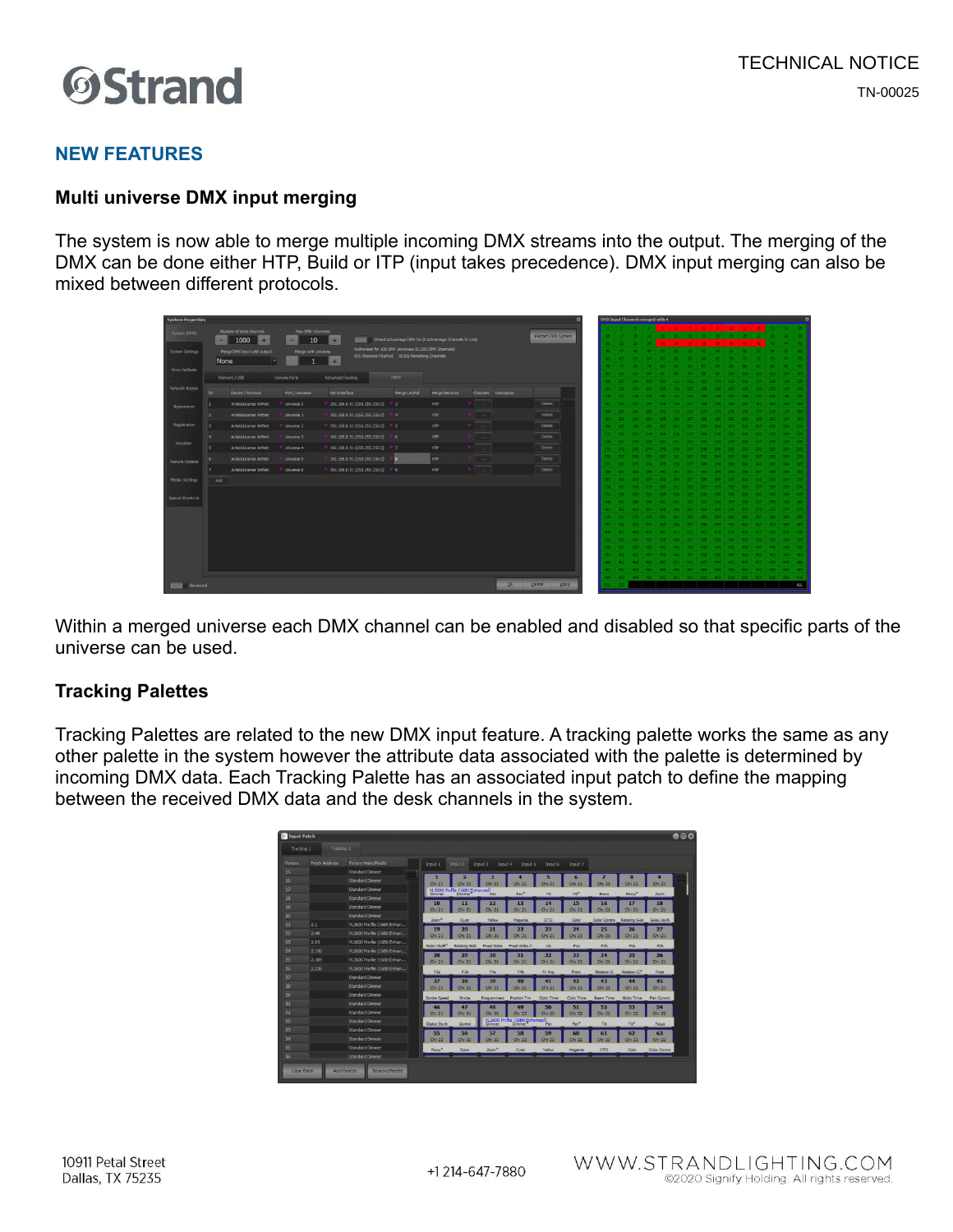## NEW FEATURES

### Multi universe DMX input merging

The system is now able to merge multiple incoming DMX streams into the output. The merging of the DMX can be done either HTP, Build or ITP (input takes precedence). DMX input merging can also be mixed between different protocols.

Within a merged universe each DMX channel can be enabled and disabled so that specific parts of the universe can be used.

### Tracking Palettes

Tracking Palettes are related to the new DMX input feature. A tracking palette works the same as any other palette in the system however the attribute data associated with the palette is determined by incoming DMX data. Each Tracking Palette has an associated input patch to define the mapping between the received DMX data and the desk channels in the system.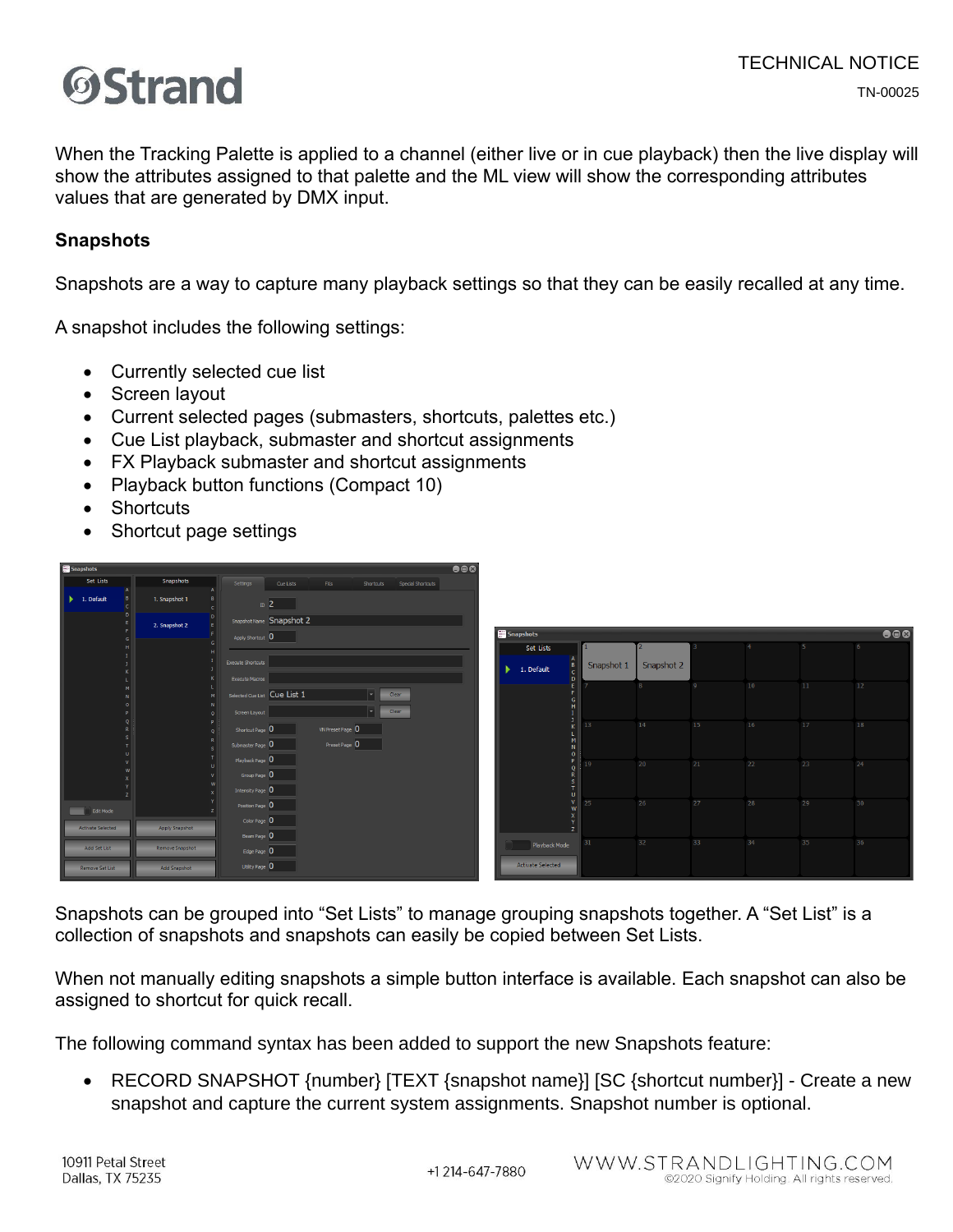When the Tracking Palette is applied to a channel (either live or in cue playback) then the live display will show the attributes assigned to that palette and the ML view will show the corresponding attributes values that are generated by DMX input.

### Snapshots

Snapshots are a way to capture many playback settings so that they can be easily recalled at any time.

A snapshot includes the following settings:

- Currently selected cue list
- Screen layout
- Current selected pages (submasters, shortcuts, palettes etc.)
- Cue List playback, submaster and shortcut assignments
- FX Playback submaster and shortcut assignments
- Playback button functions (Compact 10)
- Shortcuts
- Shortcut page settings

Snapshots can be grouped into "Set Lists" to manage grouping snapshots together. A "Set List" is a collection of snapshots and snapshots can easily be copied between Set Lists.

When not manually editing snapshots a simple button interface is available. Each snapshot can also be assigned to shortcut for quick recall.

The following command syntax has been added to support the new Snapshots feature:

- RECORD SNAPSHOT {number} [TEXT {snapshot name}] [SC {shortcut number}] - Create a new snapshot and capture the current system assignments. Snapshot number is optional.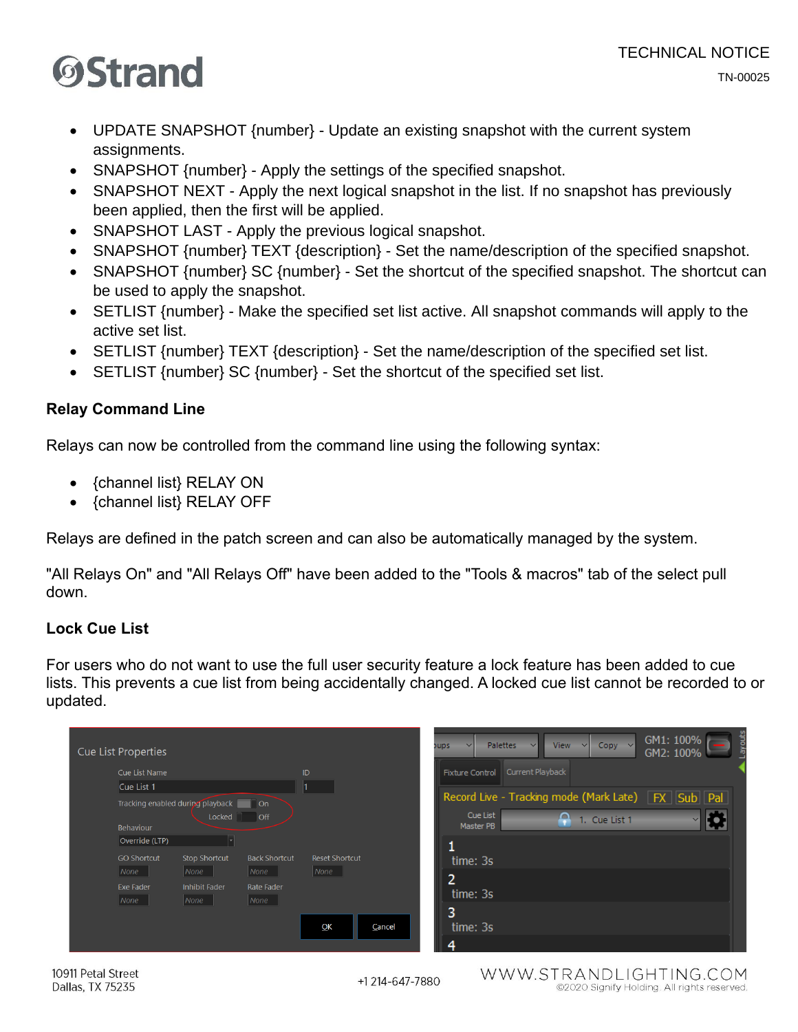- UPDATE SNAPSHOT {number} - Update an existing snapshot with the current system assignments.
- SNAPSHOT {number} - Apply the settings of the specified snapshot.
- SNAPSHOT NEXT - Apply the next logical snapshot in the list. If no snapshot has previously been applied, then the first will be applied.
- SNAPSHOT LAST - Apply the previous logical snapshot.
- SNAPSHOT {number} TEXT {description} - Set the name/description of the specified snapshot.
- SNAPSHOT {number} SC {number} - Set the shortcut of the specified snapshot. The shortcut can be used to apply the snapshot.
- SETLIST {number} - Make the specified set list active. All snapshot commands will apply to the active set list.
- SETLIST {number} TEXT {description} - Set the name/description of the specified set list.
- SETLIST {number} SC {number} - Set the shortcut of the specified set list.

### Relay Command Line

Relays can now be controlled from the command line using the following syntax:

- {channel list} RELAY ON
- {channel list} RELAY OFF

Relays are defined in the patch screen and can also be automatically managed by the system.

"All Relays On" and "All Relays Off" have been added to the "Tools & macros" tab of the select pull down.

### Lock Cue List

For users who do not want to use the full user security feature a lock feature has been added to cue lists. This prevents a cue list from being accidentally changed. A locked cue list cannot be recorded to or updated.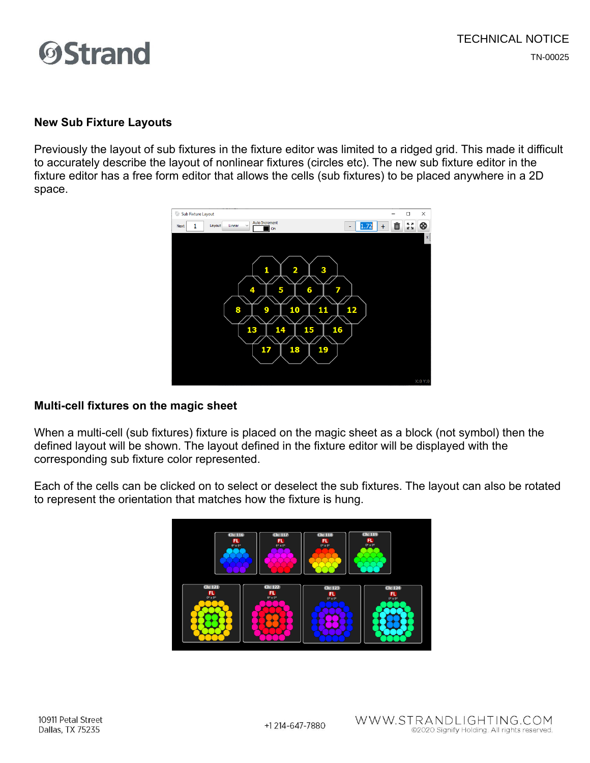## New Sub Fixture Layouts

Previously the layout of sub fixtures in the fixture editor was limited to a ridged grid. This made it difficult to accurately describe the layout of nonlinear fixtures (circles etc). The new sub fixture editor in the fixture editor has a free form editor that allows the cells (sub fixtures) to be placed anywhere in a 2D space.

## Multi-cell fixtures on the magic sheet

When a multi-cell (sub fixtures) fixture is placed on the magic sheet as a block (not symbol) then the defined layout will be shown. The layout defined in the fixture editor will be displayed with the corresponding sub fixture color represented.

Each of the cells can be clicked on to select or deselect the sub fixtures. The layout can also be rotated to represent the orientation that matches how the fixture is hung.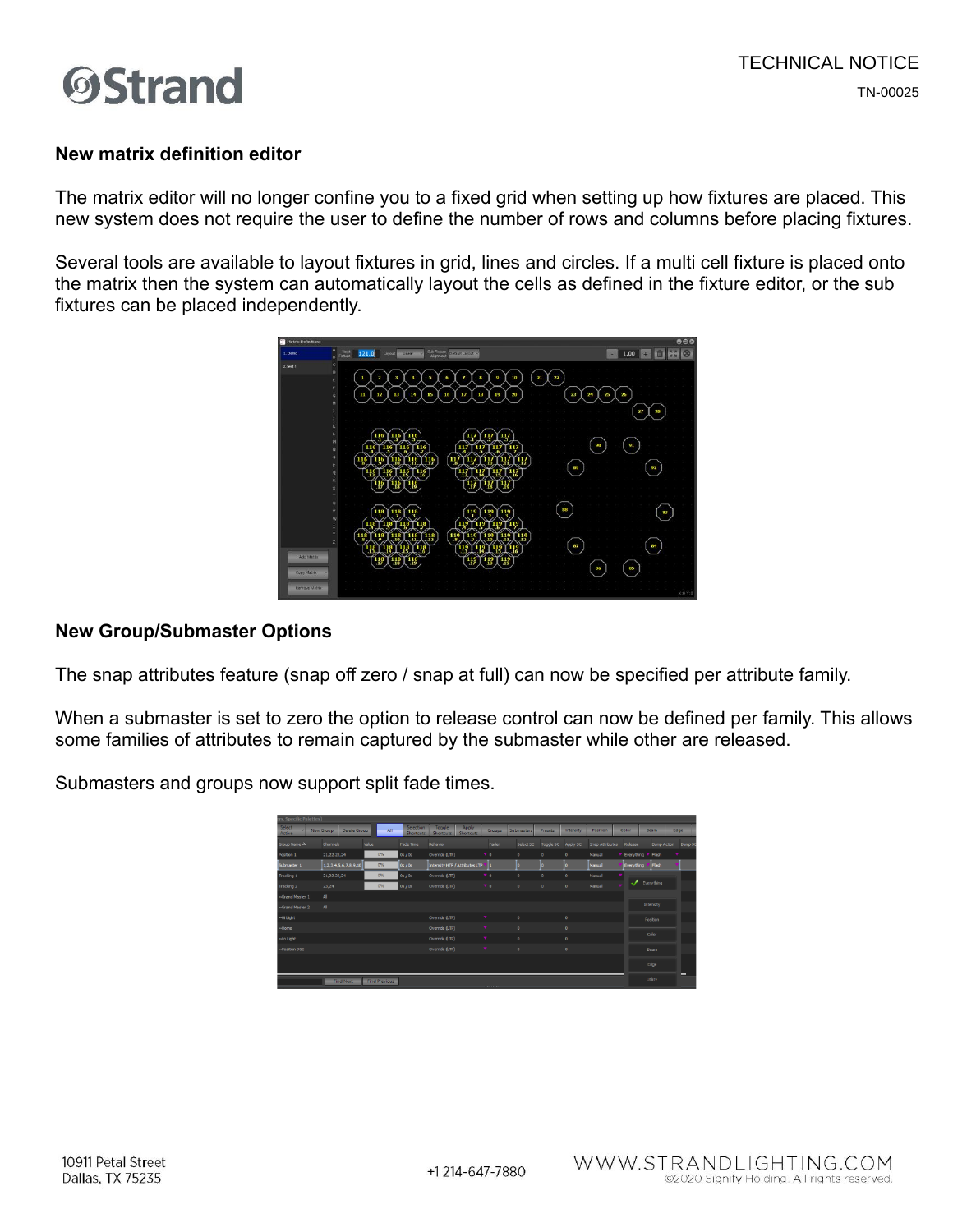## New matrix definition editor

The matrix editor will no longer confine you to a fixed grid when setting up how fixtures are placed. This new system does not require the user to define the number of rows and columns before placing fixtures.

Several tools are available to layout fixtures in grid, lines and circles. If a multi cell fixture is placed onto the matrix then the system can automatically layout the cells as defined in the fixture editor, or the sub fixtures can be placed independently.

## New Group/Submaster Options

The snap attributes feature (snap off zero / snap at full) can now be specified per attribute family.

When a submaster is set to zero the option to release control can now be defined per family. This allows some families of attributes to remain captured by the submaster while other are released.

Submasters and groups now support split fade times.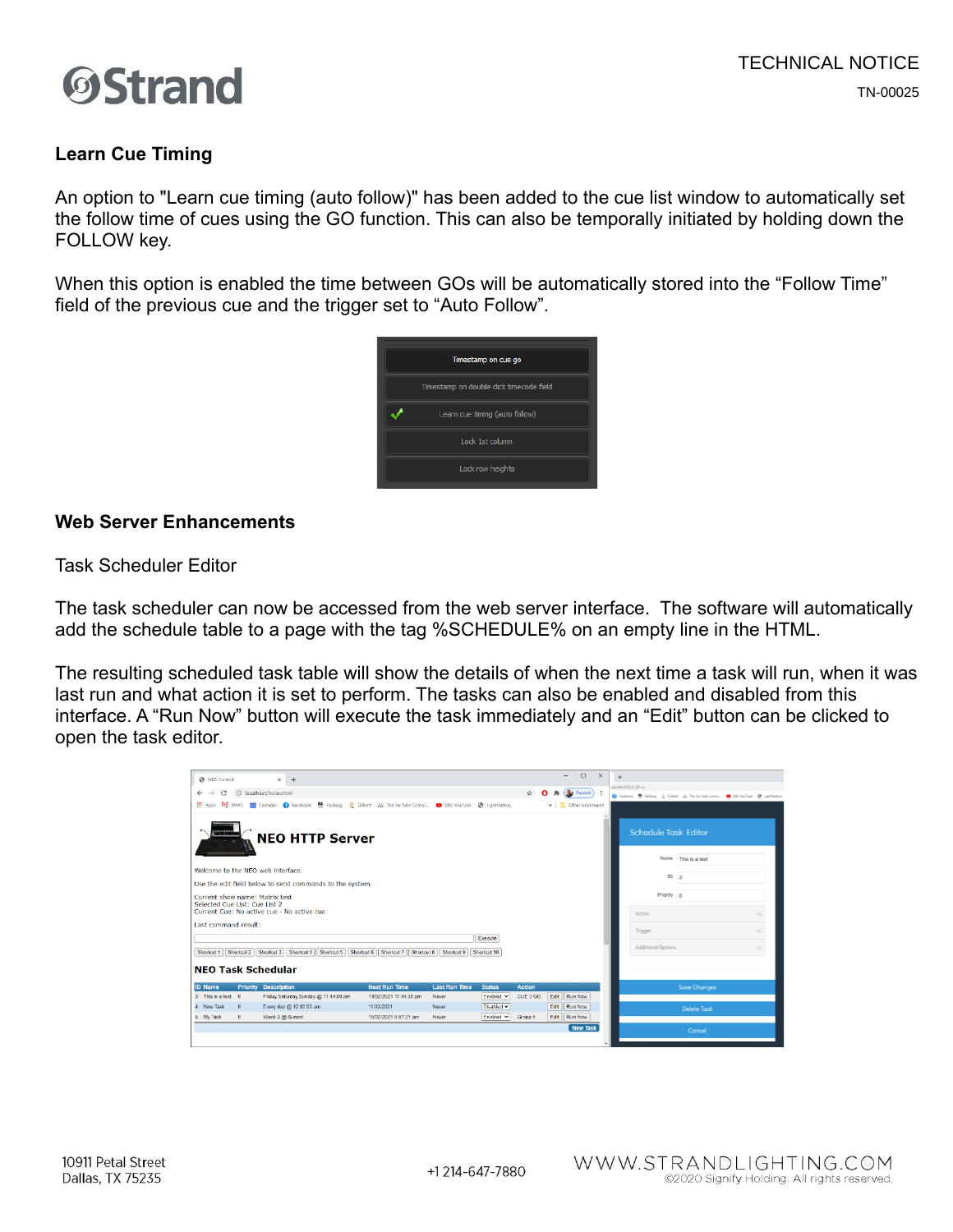## Learn Cue Timing

An option to "Learn cue timing (auto follow)" has been added to the cue list window to automatically set the follow time of cues using the GO function. This can also be temporally initiated by holding down the FOLLOW key.

When this option is enabled the time between GOs will be automatically stored into the "Follow Time" field of the previous cue and the trigger set to "Auto Follow".

## Web Server Enhancements

Task Scheduler Editor

The task scheduler can now be accessed from the web server interface. The software will automatically add the schedule table to a page with the tag %SCHEDULE% on an empty line in the HTML.

The resulting scheduled task table will show the details of when the next time a task will run, when it was last run and what action it is set to perform. The tasks can also be enabled and disabled from this interface. A "Run Now" button will execute the task immediately and an "Edit" button can be clicked to open the task editor.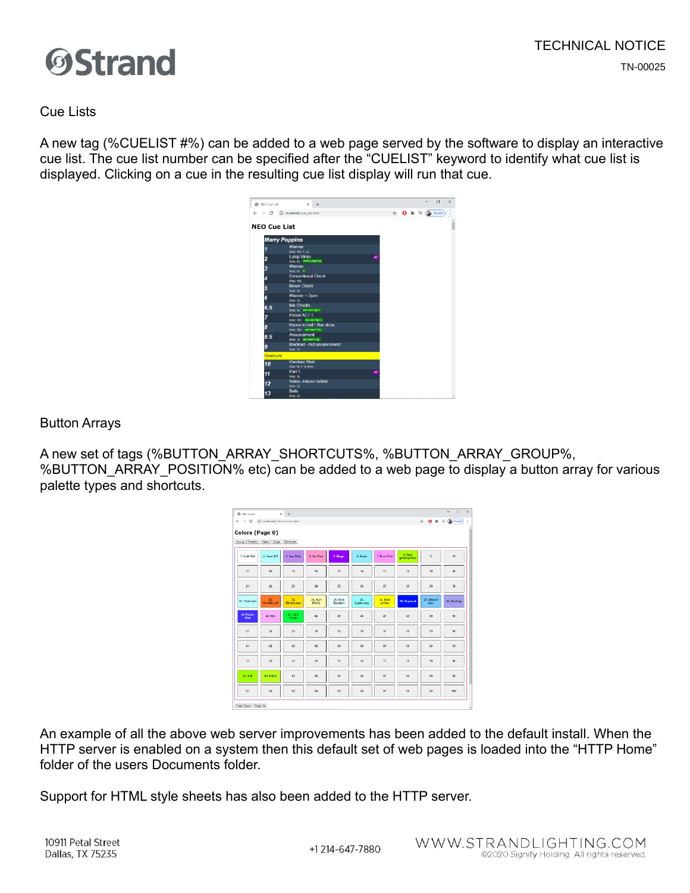## Cue Lists

A new tag (%CUELIST #%) can be added to a web page served by the software to display an interactive cue list. The cue list number can be specified after the “CUELIST” keyword to identify what cue list is displayed. Clicking on a cue in the resulting cue list display will run that cue.

## Button Arrays

A new set of tags (%BUTTON_ARRAY_SHORTCUTS%, %BUTTON_ARRAY_GROUP%, %BUTTON_ARRAY_POSITION% etc) can be added to a web page to display a button array for various palette types and shortcuts.

An example of all the above web server improvements has been added to the default install. When the HTTP server is enabled on a system then this default set of web pages is loaded into the “HTTP Home” folder of the users Documents folder.

Support for HTML style sheets has also been added to the HTTP server.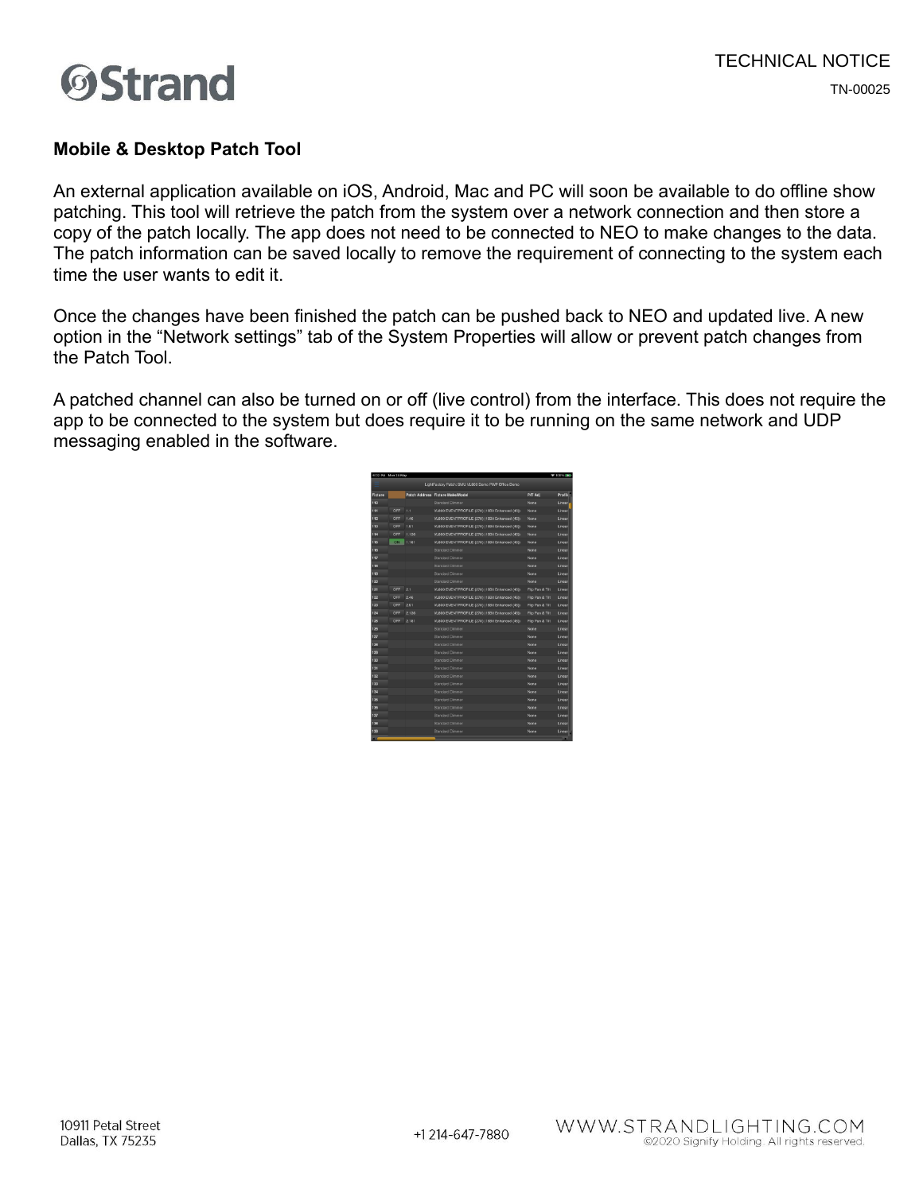## Mobile & Desktop Patch Tool

An external application available on iOS, Android, Mac and PC will soon be available to do offline show patching. This tool will retrieve the patch from the system over a network connection and then store a copy of the patch locally. The app does not need to be connected to NEO to make changes to the data. The patch information can be saved locally to remove the requirement of connecting to the system each time the user wants to edit it.

Once the changes have been finished the patch can be pushed back to NEO and updated live. A new option in the “Network settings” tab of the System Properties will allow or prevent patch changes from the Patch Tool.

A patched channel can also be turned on or off (live control) from the interface. This does not require the app to be connected to the system but does require it to be running on the same network and UDP messaging enabled in the software.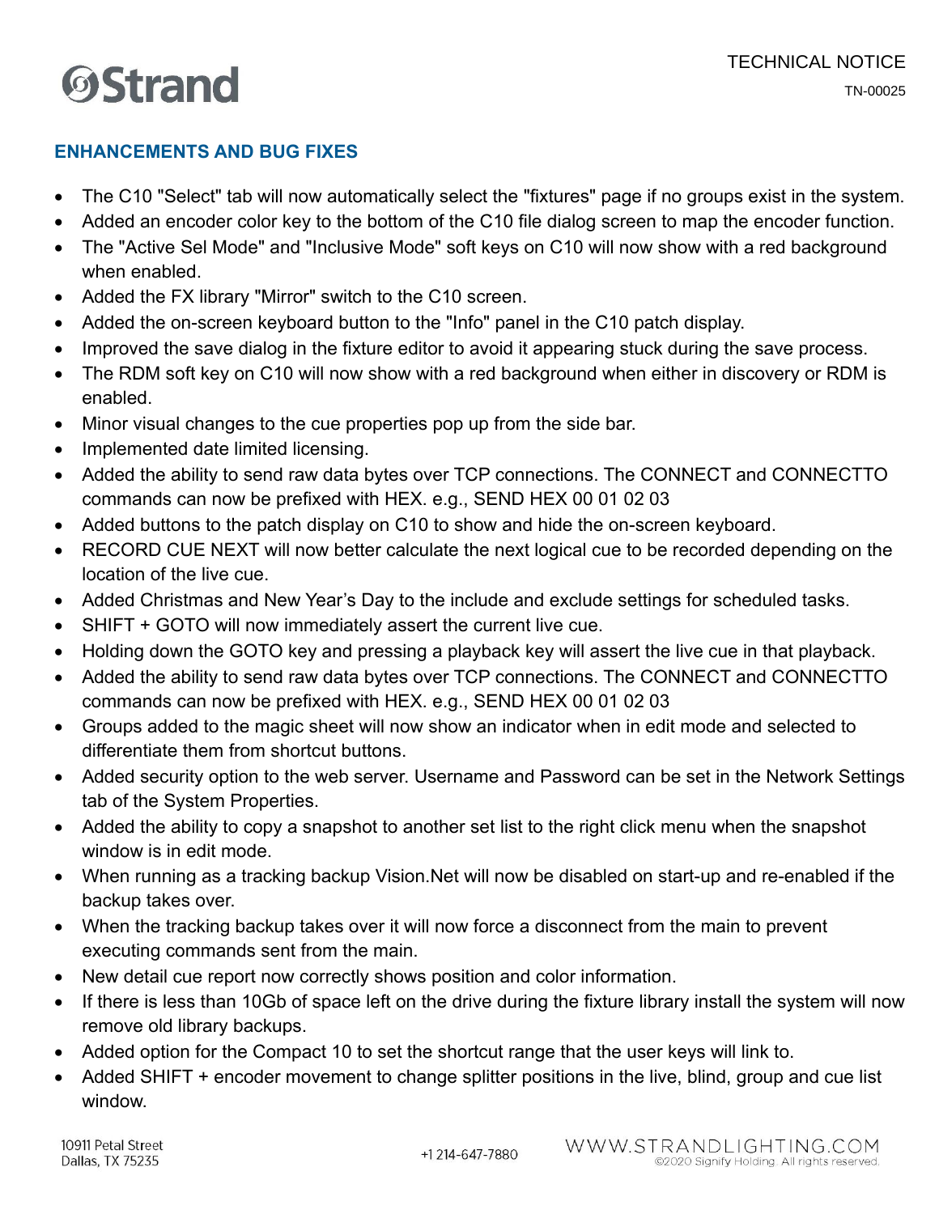## ENHANCEMENTS AND BUG FIXES

- The C10 "Select" tab will now automatically select the "fixtures" page if no groups exist in the system.
- Added an encoder color key to the bottom of the C10 file dialog screen to map the encoder function.
- The "Active Sel Mode" and "Inclusive Mode" soft keys on C10 will now show with a red background when enabled.
- Added the FX library "Mirror" switch to the C10 screen.
- Added the on-screen keyboard button to the "Info" panel in the C10 patch display.
- Improved the save dialog in the fixture editor to avoid it appearing stuck during the save process.
- The RDM soft key on C10 will now show with a red background when either in discovery or RDM is enabled.
- Minor visual changes to the cue properties pop up from the side bar.
- Implemented date limited licensing.
- Added the ability to send raw data bytes over TCP connections. The CONNECT and CONNECTTO commands can now be prefixed with HEX. e.g., SEND HEX 00 01 02 03
- Added buttons to the patch display on C10 to show and hide the on-screen keyboard.
- RECORD CUE NEXT will now better calculate the next logical cue to be recorded depending on the location of the live cue.
- Added Christmas and New Year's Day to the include and exclude settings for scheduled tasks.
- SHIFT + GOTO will now immediately assert the current live cue.
- Holding down the GOTO key and pressing a playback key will assert the live cue in that playback.
- Added the ability to send raw data bytes over TCP connections. The CONNECT and CONNECTTO commands can now be prefixed with HEX. e.g., SEND HEX 00 01 02 03
- Groups added to the magic sheet will now show an indicator when in edit mode and selected to differentiate them from shortcut buttons.
- Added security option to the web server. Username and Password can be set in the Network Settings tab of the System Properties.
- Added the ability to copy a snapshot to another set list to the right click menu when the snapshot window is in edit mode.
- When running as a tracking backup Vision.Net will now be disabled on start-up and re-enabled if the backup takes over.
- When the tracking backup takes over it will now force a disconnect from the main to prevent executing commands sent from the main.
- New detail cue report now correctly shows position and color information.
- If there is less than 10Gb of space left on the drive during the fixture library install the system will now remove old library backups.
- Added option for the Compact 10 to set the shortcut range that the user keys will link to.
- Added SHIFT + encoder movement to change splitter positions in the live, blind, group and cue list window.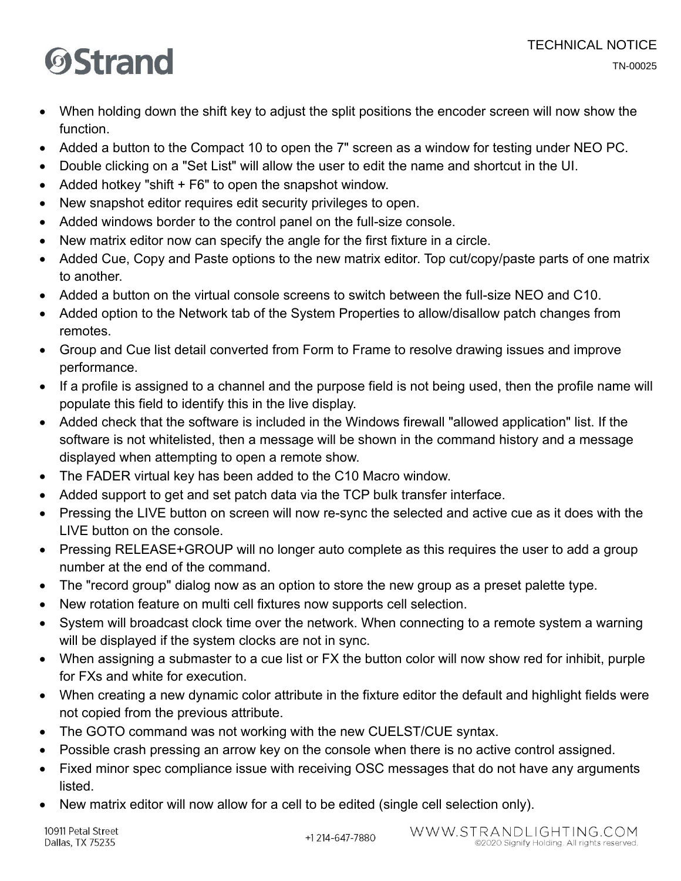- When holding down the shift key to adjust the split positions the encoder screen will now show the function.
- Added a button to the Compact 10 to open the 7" screen as a window for testing under NEO PC.
- Double clicking on a "Set List" will allow the user to edit the name and shortcut in the UI.
- Added hotkey "shift + F6" to open the snapshot window.
- New snapshot editor requires edit security privileges to open.
- Added windows border to the control panel on the full-size console.
- New matrix editor now can specify the angle for the first fixture in a circle.
- Added Cue, Copy and Paste options to the new matrix editor. Top cut/copy/paste parts of one matrix to another.
- Added a button on the virtual console screens to switch between the full-size NEO and C10.
- Added option to the Network tab of the System Properties to allow/disallow patch changes from remotes.
- Group and Cue list detail converted from Form to Frame to resolve drawing issues and improve performance.
- If a profile is assigned to a channel and the purpose field is not being used, then the profile name will populate this field to identify this in the live display.
- Added check that the software is included in the Windows firewall "allowed application" list. If the software is not whitelisted, then a message will be shown in the command history and a message displayed when attempting to open a remote show.
- The FADER virtual key has been added to the C10 Macro window.
- Added support to get and set patch data via the TCP bulk transfer interface.
- Pressing the LIVE button on screen will now re-sync the selected and active cue as it does with the LIVE button on the console.
- Pressing RELEASE+GROUP will no longer auto complete as this requires the user to add a group number at the end of the command.
- The "record group" dialog now as an option to store the new group as a preset palette type.
- New rotation feature on multi cell fixtures now supports cell selection.
- System will broadcast clock time over the network. When connecting to a remote system a warning will be displayed if the system clocks are not in sync.
- When assigning a submaster to a cue list or FX the button color will now show red for inhibit, purple for FXs and white for execution.
- When creating a new dynamic color attribute in the fixture editor the default and highlight fields were not copied from the previous attribute.
- The GOTO command was not working with the new CUELST/CUE syntax.
- Possible crash pressing an arrow key on the console when there is no active control assigned.
- Fixed minor spec compliance issue with receiving OSC messages that do not have any arguments listed.
- New matrix editor will now allow for a cell to be edited (single cell selection only).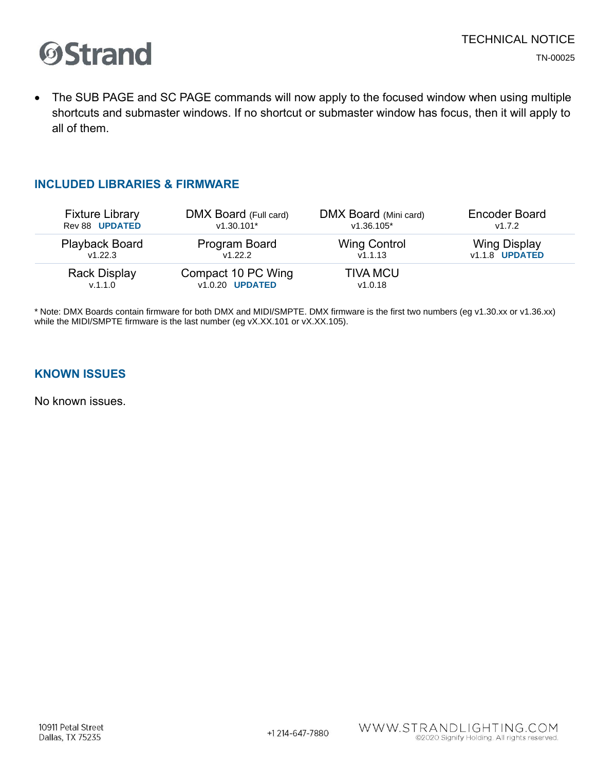- The SUB PAGE and SC PAGE commands will now apply to the focused window when using multiple shortcuts and submaster windows. If no shortcut or submaster window has focus, then it will apply to all of them.

## INCLUDED LIBRARIES & FIRMWARE

| Fixture Library<br>Rev 88 **UPDATED** | DMX Board (Full card)<br>v1.30.101* | DMX Board (Mini card)<br>v1.36.105* | Encoder Board<br>v1.7.2 |
|---|---|---|---|
| Playback Board<br>v1.22.3 | Program Board<br>v1.22.2 | Wing Control<br>v1.1.13 | Wing Display<br>v1.1.8 **UPDATED** |
| Rack Display<br>v.1.1.0 | Compact 10 PC Wing<br>v1.0.20 **UPDATED** | TIVA MCU<br>v1.0.18 | |

* Note: DMX Boards contain firmware for both DMX and MIDI/SMPTE. DMX firmware is the first two numbers (eg v1.30.xx or v1.36.xx) while the MIDI/SMPTE firmware is the last number (eg vX.XX.101 or vX.XX.105).

## KNOWN ISSUES

No known issues.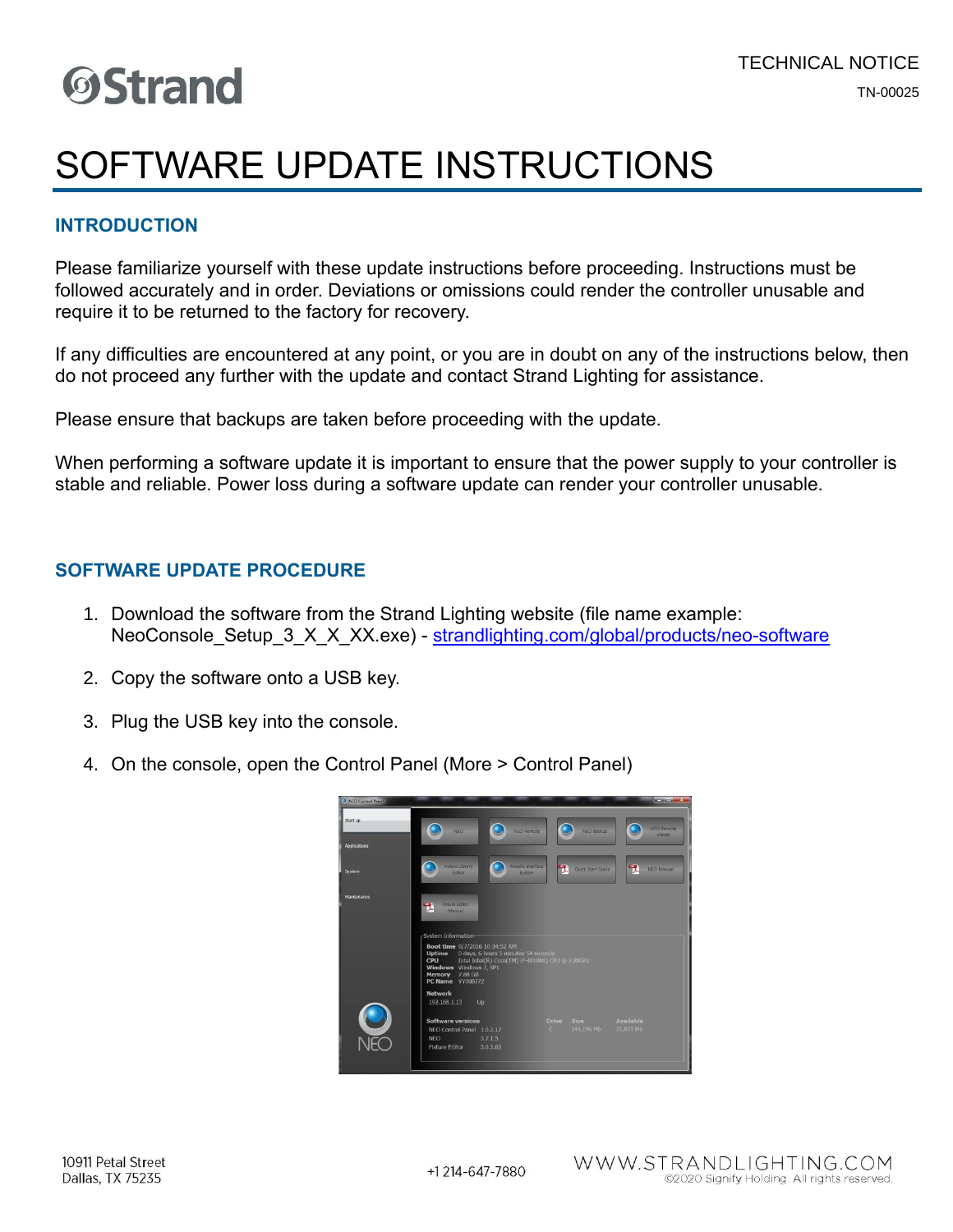TECHNICAL NOTICE

TN-00025

# SOFTWARE UPDATE INSTRUCTIONS

## INTRODUCTION

Please familiarize yourself with these update instructions before proceeding. Instructions must be followed accurately and in order. Deviations or omissions could render the controller unusable and require it to be returned to the factory for recovery.

If any difficulties are encountered at any point, or you are in doubt on any of the instructions below, then do not proceed any further with the update and contact Strand Lighting for assistance.

Please ensure that backups are taken before proceeding with the update.

When performing a software update it is important to ensure that the power supply to your controller is stable and reliable. Power loss during a software update can render your controller unusable.

## SOFTWARE UPDATE PROCEDURE

1. Download the software from the Strand Lighting website (file name example: NeoConsole_Setup_3_X_X_XX.exe) - [strandlighting.com/global/products/neo-software](strandlighting.com/global/products/neo-software)

2. Copy the software onto a USB key.

3. Plug the USB key into the console.

4. On the console, open the Control Panel (More > Control Panel)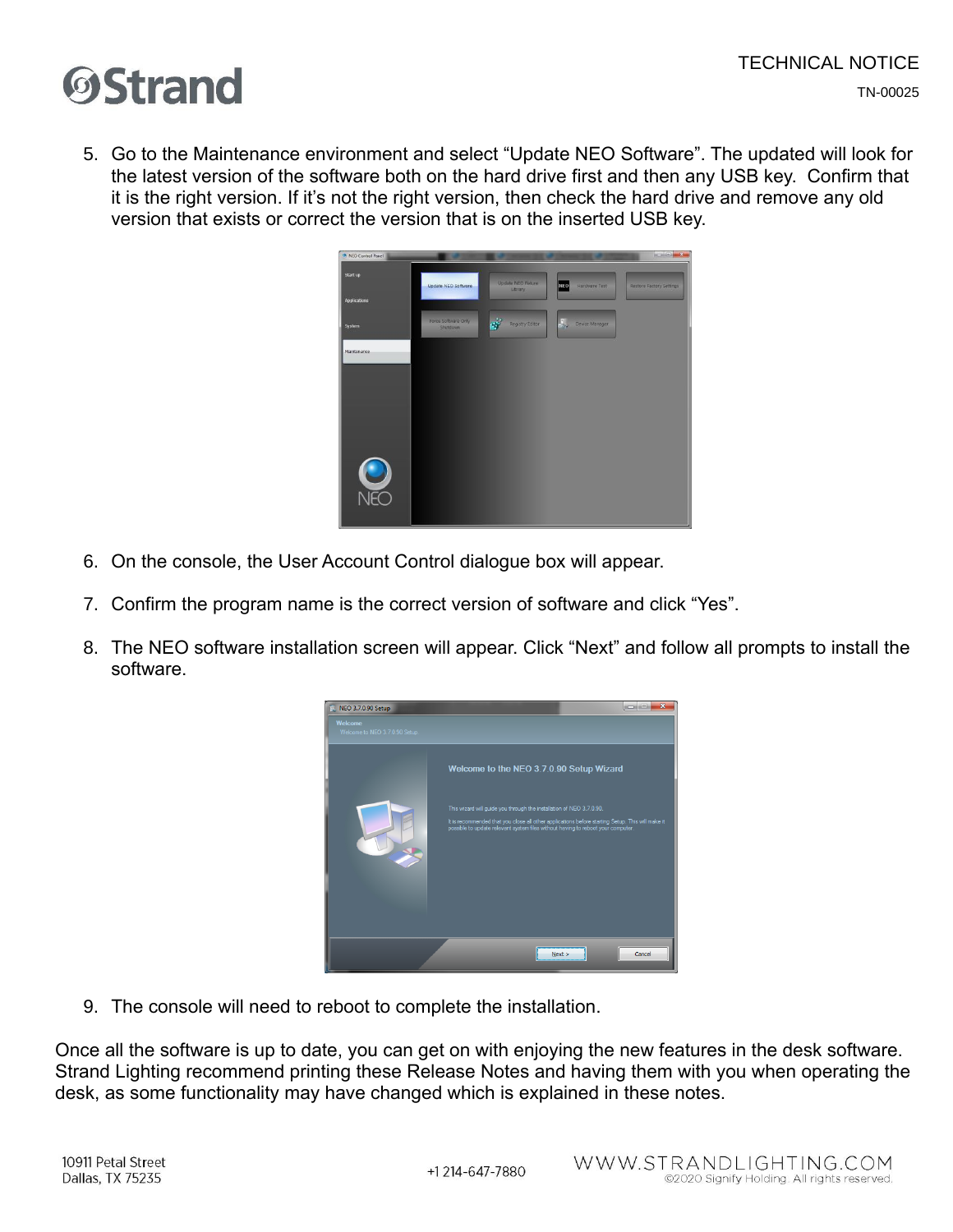5. Go to the Maintenance environment and select “Update NEO Software”. The updated will look for the latest version of the software both on the hard drive first and then any USB key. Confirm that it is the right version. If it’s not the right version, then check the hard drive and remove any old version that exists or correct the version that is on the inserted USB key.

6. On the console, the User Account Control dialogue box will appear.

7. Confirm the program name is the correct version of software and click “Yes”.

8. The NEO software installation screen will appear. Click “Next” and follow all prompts to install the software.

9. The console will need to reboot to complete the installation.

Once all the software is up to date, you can get on with enjoying the new features in the desk software. Strand Lighting recommend printing these Release Notes and having them with you when operating the desk, as some functionality may have changed which is explained in these notes.